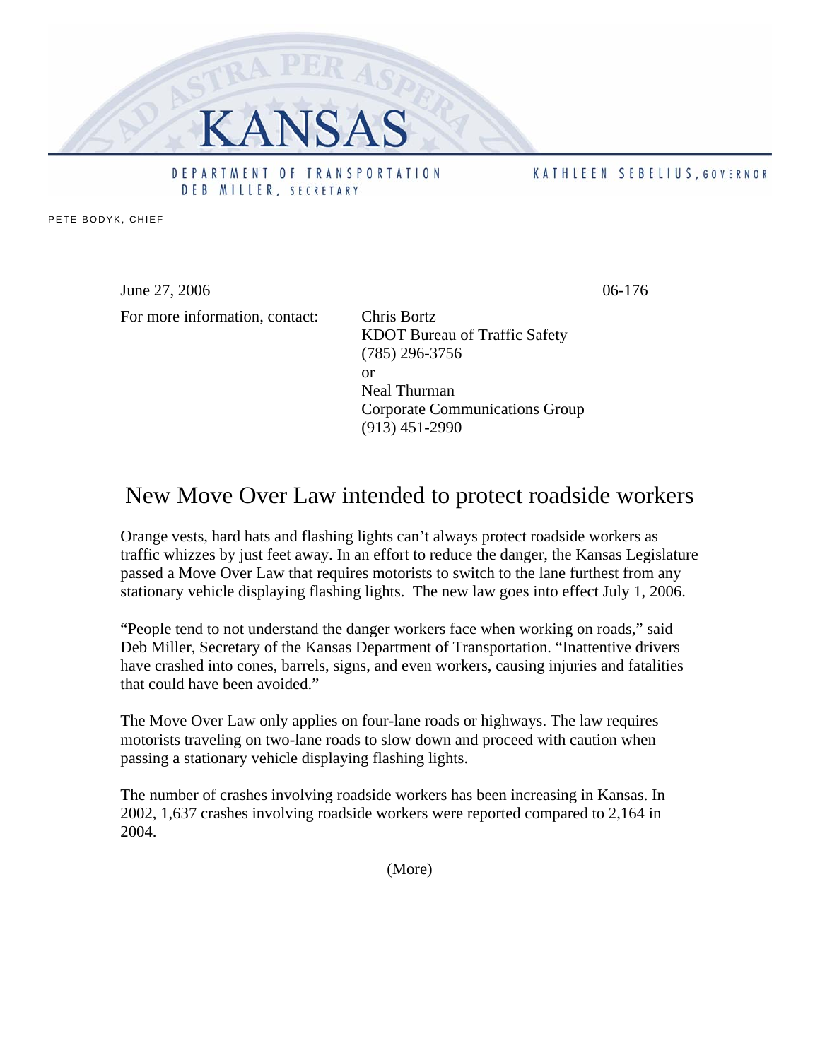KANSAS

DEPARTMENT OF TRANSPORTATION
DEB MILLER, SECRETARY

KATHLEEN SEBELIUS, GOVERNOR

PETE BODYK, CHIEF

June 27, 2006 06-176

For more information, contact: Chris Bortz
KDOT Bureau of Traffic Safety
(785) 296-3756
or
Neal Thurman
Corporate Communications Group
(913) 451-2990

# New Move Over Law intended to protect roadside workers

Orange vests, hard hats and flashing lights can't always protect roadside workers as traffic whizzes by just feet away. In an effort to reduce the danger, the Kansas Legislature passed a Move Over Law that requires motorists to switch to the lane furthest from any stationary vehicle displaying flashing lights. The new law goes into effect July 1, 2006.

"People tend to not understand the danger workers face when working on roads," said Deb Miller, Secretary of the Kansas Department of Transportation. "Inattentive drivers have crashed into cones, barrels, signs, and even workers, causing injuries and fatalities that could have been avoided."

The Move Over Law only applies on four-lane roads or highways. The law requires motorists traveling on two-lane roads to slow down and proceed with caution when passing a stationary vehicle displaying flashing lights.

The number of crashes involving roadside workers has been increasing in Kansas. In 2002, 1,637 crashes involving roadside workers were reported compared to 2,164 in 2004.

(More)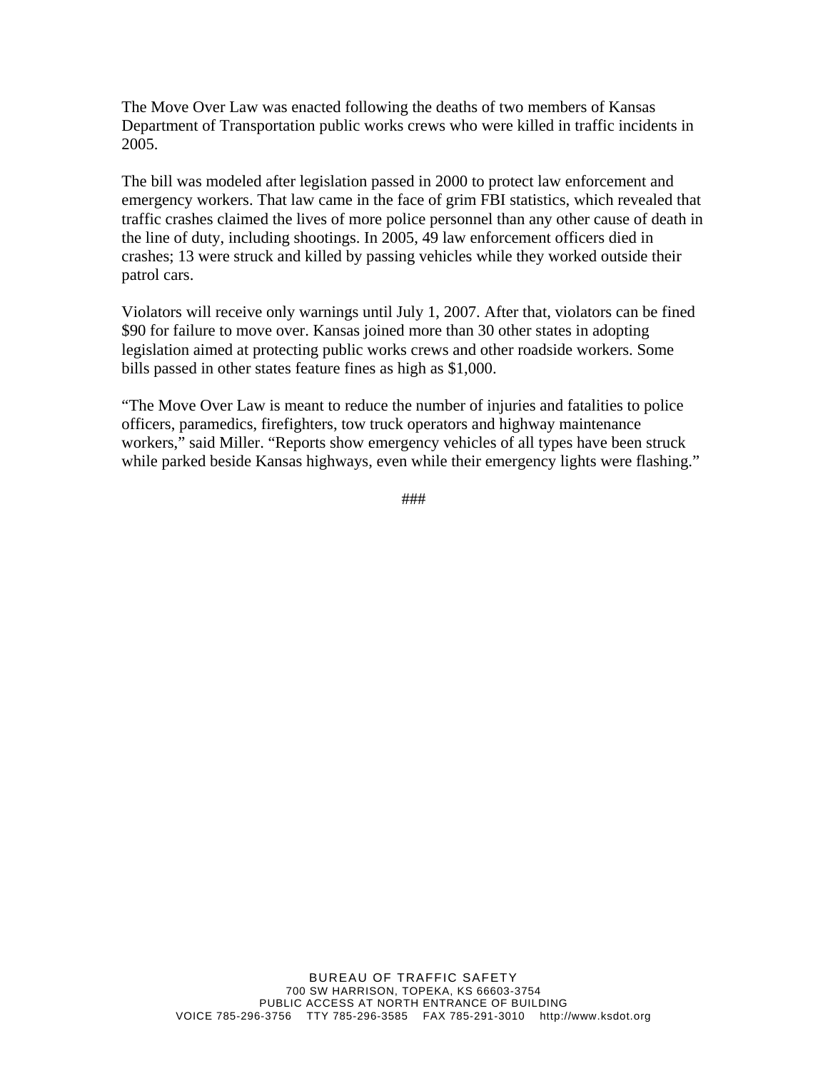The Move Over Law was enacted following the deaths of two members of Kansas Department of Transportation public works crews who were killed in traffic incidents in 2005.

The bill was modeled after legislation passed in 2000 to protect law enforcement and emergency workers. That law came in the face of grim FBI statistics, which revealed that traffic crashes claimed the lives of more police personnel than any other cause of death in the line of duty, including shootings. In 2005, 49 law enforcement officers died in crashes; 13 were struck and killed by passing vehicles while they worked outside their patrol cars.

Violators will receive only warnings until July 1, 2007. After that, violators can be fined $90 for failure to move over. Kansas joined more than 30 other states in adopting legislation aimed at protecting public works crews and other roadside workers. Some bills passed in other states feature fines as high as $1,000.

"The Move Over Law is meant to reduce the number of injuries and fatalities to police officers, paramedics, firefighters, tow truck operators and highway maintenance workers," said Miller. "Reports show emergency vehicles of all types have been struck while parked beside Kansas highways, even while their emergency lights were flashing."

###